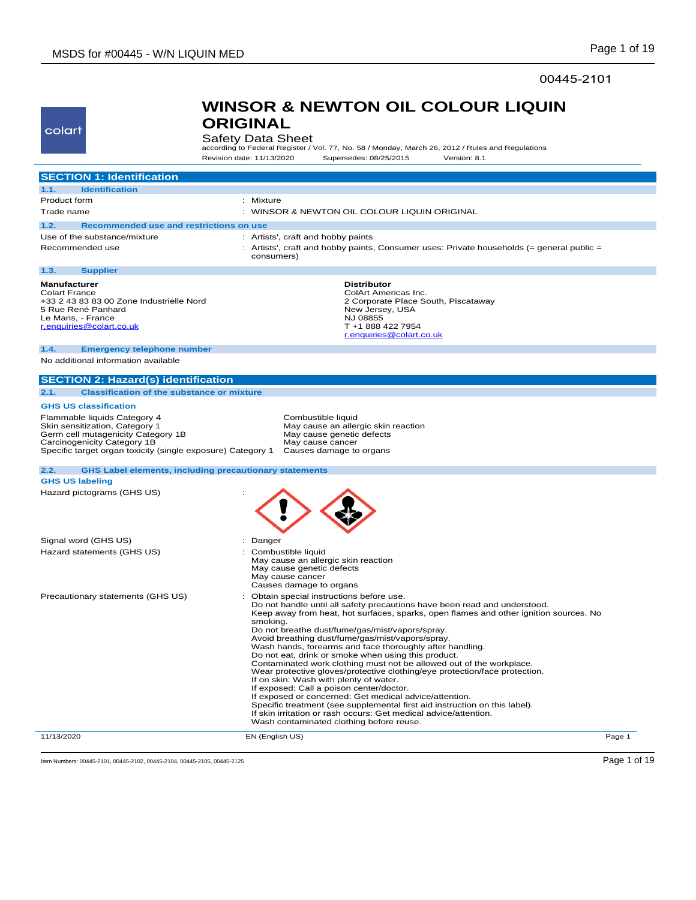00445-2101

colart

# WINSOR & NEWTON OIL COLOUR LIQUIN ORIGINAL

Safety Data Sheet

according to Federal Register / Vol. 77, No. 58 / Monday, March 26, 2012 / Rules and Regulations

Revision date: 11/13/2020 Supersedes: 08/25/2015 Version: 8.1

## SECTION 1: Identification

### 1.1. Identification

| | |
|---|---|
| Product form | : Mixture |
| Trade name | : WINSOR & NEWTON OIL COLOUR LIQUIN ORIGINAL |

### 1.2. Recommended use and restrictions on use

| | |
|---|---|
| Use of the substance/mixture | : Artists', craft and hobby paints |
| Recommended use | : Artists', craft and hobby paints, Consumer uses: Private households (= general public = consumers) |

### 1.3. Supplier

**Manufacturer**
Colart France
+33 2 43 83 83 00 Zone Industrielle Nord
5 Rue René Panhard
Le Mans, - France
r.enquiries@colart.co.uk

**Distributor**
ColArt Americas Inc.
2 Corporate Place South, Piscataway
New Jersey, USA
NJ 08855
T +1 888 422 7954
r.enquiries@colart.co.uk

### 1.4. Emergency telephone number

No additional information available

## SECTION 2: Hazard(s) identification

### 2.1. Classification of the substance or mixture

**GHS US classification**

| | |
|---|---|
| Flammable liquids Category 4 | Combustible liquid |
| Skin sensitization, Category 1 | May cause an allergic skin reaction |
| Germ cell mutagenicity Category 1B | May cause genetic defects |
| Carcinogenicity Category 1B | May cause cancer |
| Specific target organ toxicity (single exposure) Category 1 | Causes damage to organs |

### 2.2. GHS Label elements, including precautionary statements

**GHS US labeling**

Hazard pictograms (GHS US) :

Signal word (GHS US) : Danger

Hazard statements (GHS US) :
Combustible liquid
May cause an allergic skin reaction
May cause genetic defects
May cause cancer
Causes damage to organs

Precautionary statements (GHS US) :
Obtain special instructions before use.
Do not handle until all safety precautions have been read and understood.
Keep away from heat, hot surfaces, sparks, open flames and other ignition sources. No smoking.
Do not breathe dust/fume/gas/mist/vapors/spray.
Avoid breathing dust/fume/gas/mist/vapors/spray.
Wash hands, forearms and face thoroughly after handling.
Do not eat, drink or smoke when using this product.
Contaminated work clothing must not be allowed out of the workplace.
Wear protective gloves/protective clothing/eye protection/face protection.
If on skin: Wash with plenty of water.
If exposed: Call a poison center/doctor.
If exposed or concerned: Get medical advice/attention.
Specific treatment (see supplemental first aid instruction on this label).
If skin irritation or rash occurs: Get medical advice/attention.
Wash contaminated clothing before reuse.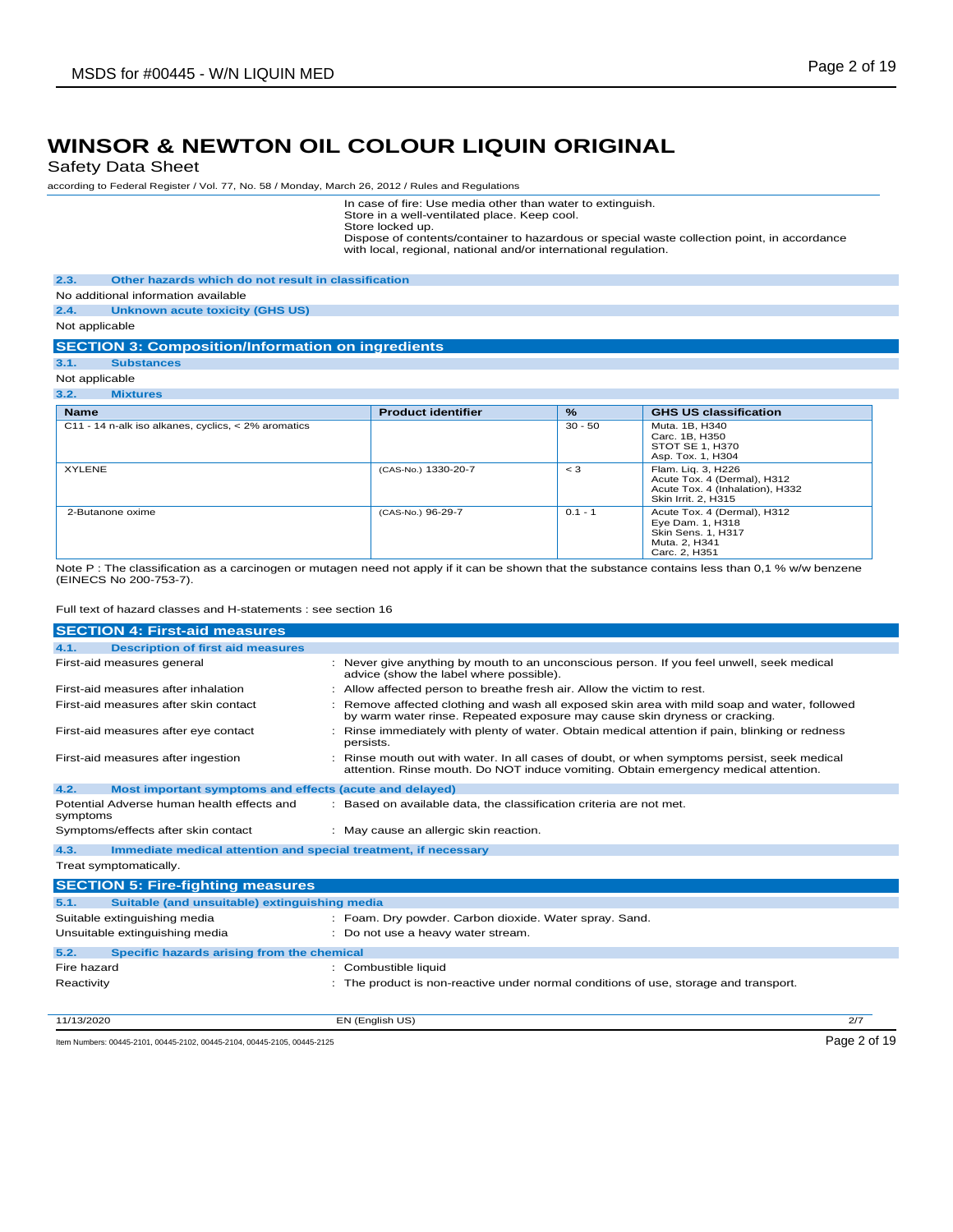# WINSOR & NEWTON OIL COLOUR LIQUIN ORIGINAL

Safety Data Sheet

according to Federal Register / Vol. 77, No. 58 / Monday, March 26, 2012 / Rules and Regulations

In case of fire: Use media other than water to extinguish.
Store in a well-ventilated place. Keep cool.
Store locked up.
Dispose of contents/container to hazardous or special waste collection point, in accordance with local, regional, national and/or international regulation.

### 2.3. Other hazards which do not result in classification

No additional information available

### 2.4. Unknown acute toxicity (GHS US)

Not applicable

## SECTION 3: Composition/Information on ingredients

### 3.1. Substances

Not applicable

### 3.2. Mixtures

| Name | Product identifier | % | GHS US classification |
|---|---|---|---|
| C11 - 14 n-alk iso alkanes, cyclics, < 2% aromatics | | 30 - 50 | Muta. 1B, H340<br>Carc. 1B, H350<br>STOT SE 1, H370<br>Asp. Tox. 1, H304 |
| XYLENE | (CAS-No.) 1330-20-7 | < 3 | Flam. Liq. 3, H226<br>Acute Tox. 4 (Dermal), H312<br>Acute Tox. 4 (Inhalation), H332<br>Skin Irrit. 2, H315 |
| 2-Butanone oxime | (CAS-No.) 96-29-7 | 0.1 - 1 | Acute Tox. 4 (Dermal), H312<br>Eye Dam. 1, H318<br>Skin Sens. 1, H317<br>Muta. 2, H341<br>Carc. 2, H351 |

Note P : The classification as a carcinogen or mutagen need not apply if it can be shown that the substance contains less than 0,1 % w/w benzene (EINECS No 200-753-7).

Full text of hazard classes and H-statements : see section 16

## SECTION 4: First-aid measures

### 4.1. Description of first aid measures

| | |
|---|---|
| First-aid measures general | : Never give anything by mouth to an unconscious person. If you feel unwell, seek medical advice (show the label where possible). |
| First-aid measures after inhalation | : Allow affected person to breathe fresh air. Allow the victim to rest. |
| First-aid measures after skin contact | : Remove affected clothing and wash all exposed skin area with mild soap and water, followed by warm water rinse. Repeated exposure may cause skin dryness or cracking. |
| First-aid measures after eye contact | : Rinse immediately with plenty of water. Obtain medical attention if pain, blinking or redness persists. |
| First-aid measures after ingestion | : Rinse mouth out with water. In all cases of doubt, or when symptoms persist, seek medical attention. Rinse mouth. Do NOT induce vomiting. Obtain emergency medical attention. |

### 4.2. Most important symptoms and effects (acute and delayed)

| | |
|---|---|
| Potential Adverse human health effects and symptoms | : Based on available data, the classification criteria are not met. |
| Symptoms/effects after skin contact | : May cause an allergic skin reaction. |

### 4.3. Immediate medical attention and special treatment, if necessary

Treat symptomatically.

## SECTION 5: Fire-fighting measures

### 5.1. Suitable (and unsuitable) extinguishing media

| | |
|---|---|
| Suitable extinguishing media | : Foam. Dry powder. Carbon dioxide. Water spray. Sand. |
| Unsuitable extinguishing media | : Do not use a heavy water stream. |

### 5.2. Specific hazards arising from the chemical

| | |
|---|---|
| Fire hazard | : Combustible liquid |
| Reactivity | : The product is non-reactive under normal conditions of use, storage and transport. |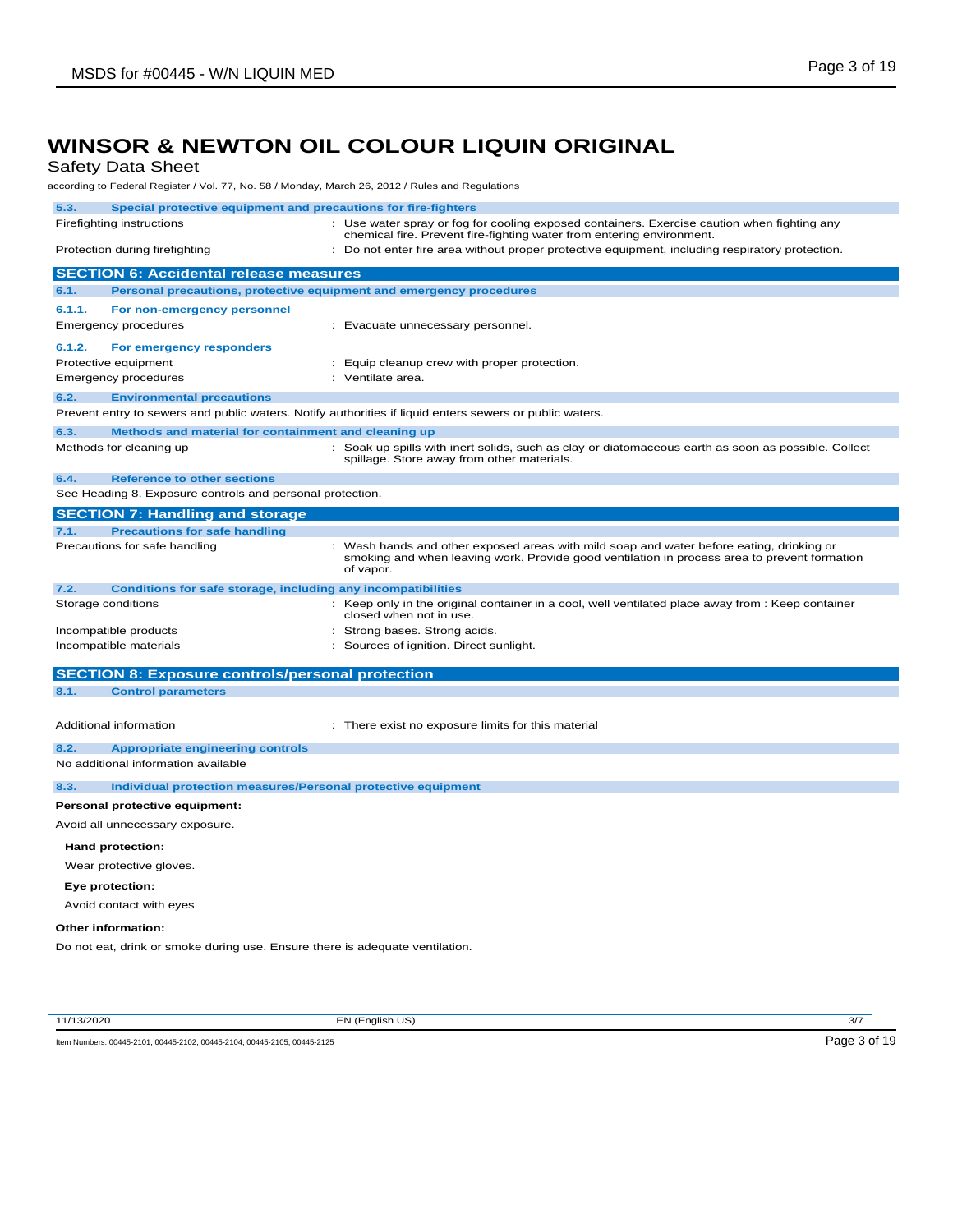# WINSOR & NEWTON OIL COLOUR LIQUIN ORIGINAL

Safety Data Sheet

according to Federal Register / Vol. 77, No. 58 / Monday, March 26, 2012 / Rules and Regulations

### 5.3. Special protective equipment and precautions for fire-fighters

| | |
|---|---|
| Firefighting instructions | : Use water spray or fog for cooling exposed containers. Exercise caution when fighting any chemical fire. Prevent fire-fighting water from entering environment. |
| Protection during firefighting | : Do not enter fire area without proper protective equipment, including respiratory protection. |

## SECTION 6: Accidental release measures

### 6.1. Personal precautions, protective equipment and emergency procedures

#### 6.1.1. For non-emergency personnel

| | |
|---|---|
| Emergency procedures | : Evacuate unnecessary personnel. |

#### 6.1.2. For emergency responders

| | |
|---|---|
| Protective equipment | : Equip cleanup crew with proper protection. |
| Emergency procedures | : Ventilate area. |

### 6.2. Environmental precautions

Prevent entry to sewers and public waters. Notify authorities if liquid enters sewers or public waters.

### 6.3. Methods and material for containment and cleaning up

| | |
|---|---|
| Methods for cleaning up | : Soak up spills with inert solids, such as clay or diatomaceous earth as soon as possible. Collect spillage. Store away from other materials. |

### 6.4. Reference to other sections

See Heading 8. Exposure controls and personal protection.

## SECTION 7: Handling and storage

### 7.1. Precautions for safe handling

| | |
|---|---|
| Precautions for safe handling | : Wash hands and other exposed areas with mild soap and water before eating, drinking or smoking and when leaving work. Provide good ventilation in process area to prevent formation of vapor. |

### 7.2. Conditions for safe storage, including any incompatibilities

| | |
|---|---|
| Storage conditions | : Keep only in the original container in a cool, well ventilated place away from : Keep container closed when not in use. |
| Incompatible products | : Strong bases. Strong acids. |
| Incompatible materials | : Sources of ignition. Direct sunlight. |

## SECTION 8: Exposure controls/personal protection

### 8.1. Control parameters

| | |
|---|---|
| Additional information | : There exist no exposure limits for this material |

### 8.2. Appropriate engineering controls

No additional information available

### 8.3. Individual protection measures/Personal protective equipment

**Personal protective equipment:**

Avoid all unnecessary exposure.

**Hand protection:**

Wear protective gloves.

**Eye protection:**

Avoid contact with eyes

**Other information:**

Do not eat, drink or smoke during use. Ensure there is adequate ventilation.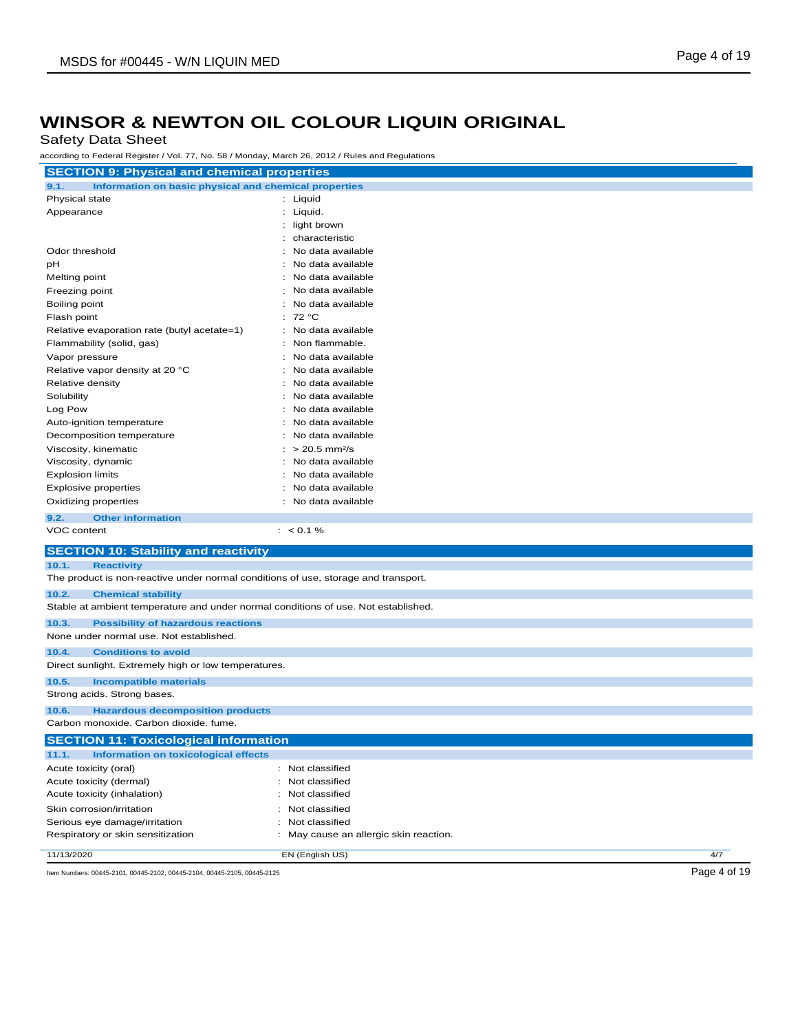# WINSOR & NEWTON OIL COLOUR LIQUIN ORIGINAL

Safety Data Sheet

according to Federal Register / Vol. 77, No. 58 / Monday, March 26, 2012 / Rules and Regulations

## SECTION 9: Physical and chemical properties

### 9.1. Information on basic physical and chemical properties

| | |
|---|---|
| Physical state | : Liquid |
| Appearance | : Liquid. |
| | : light brown |
| | : characteristic |
| Odor threshold | : No data available |
| pH | : No data available |
| Melting point | : No data available |
| Freezing point | : No data available |
| Boiling point | : No data available |
| Flash point | : 72 °C |
| Relative evaporation rate (butyl acetate=1) | : No data available |
| Flammability (solid, gas) | : Non flammable. |
| Vapor pressure | : No data available |
| Relative vapor density at 20 °C | : No data available |
| Relative density | : No data available |
| Solubility | : No data available |
| Log Pow | : No data available |
| Auto-ignition temperature | : No data available |
| Decomposition temperature | : No data available |
| Viscosity, kinematic | : > 20.5 $mm^2/s$ |
| Viscosity, dynamic | : No data available |
| Explosion limits | : No data available |
| Explosive properties | : No data available |
| Oxidizing properties | : No data available |

### 9.2. Other information

| | |
|---|---|
| VOC content | : < 0.1 % |

## SECTION 10: Stability and reactivity

### 10.1. Reactivity

The product is non-reactive under normal conditions of use, storage and transport.

### 10.2. Chemical stability

Stable at ambient temperature and under normal conditions of use. Not established.

### 10.3. Possibility of hazardous reactions

None under normal use. Not established.

### 10.4. Conditions to avoid

Direct sunlight. Extremely high or low temperatures.

### 10.5. Incompatible materials

Strong acids. Strong bases.

### 10.6. Hazardous decomposition products

Carbon monoxide. Carbon dioxide. fume.

## SECTION 11: Toxicological information

### 11.1. Information on toxicological effects

| | |
|---|---|
| Acute toxicity (oral) | : Not classified |
| Acute toxicity (dermal) | : Not classified |
| Acute toxicity (inhalation) | : Not classified |
| Skin corrosion/irritation | : Not classified |
| Serious eye damage/irritation | : Not classified |
| Respiratory or skin sensitization | : May cause an allergic skin reaction. |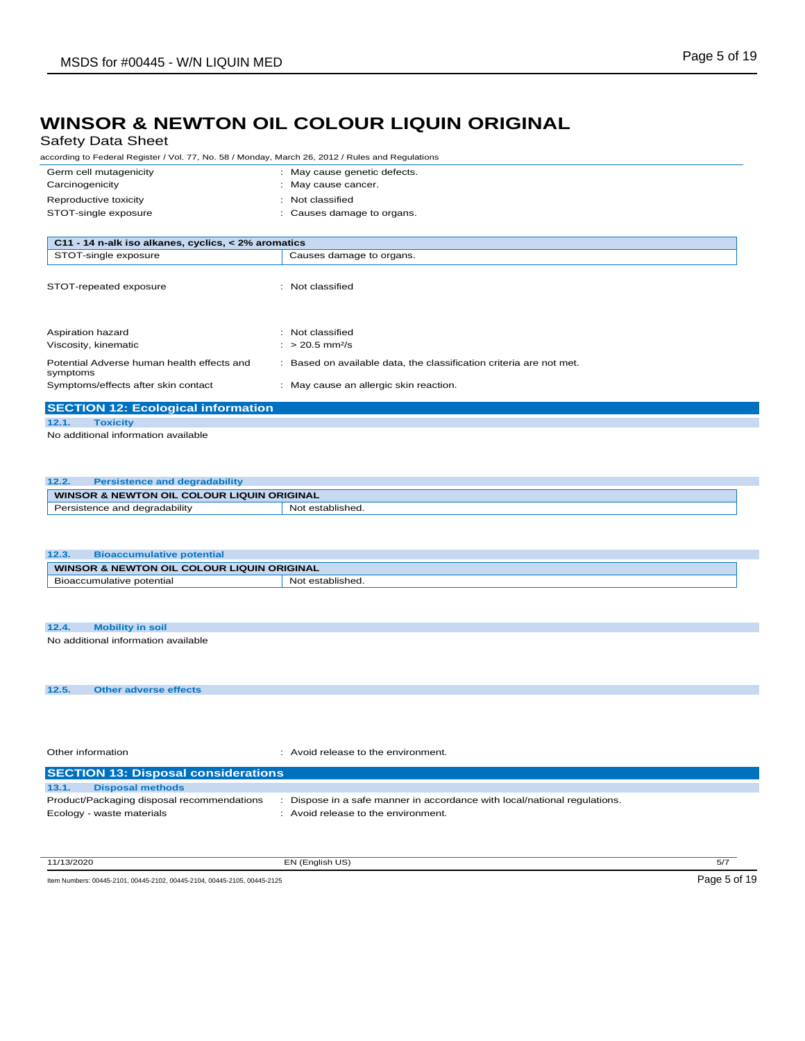# WINSOR & NEWTON OIL COLOUR LIQUIN ORIGINAL

Safety Data Sheet

according to Federal Register / Vol. 77, No. 58 / Monday, March 26, 2012 / Rules and Regulations

Germ cell mutagenicity : May cause genetic defects.

Carcinogenicity : May cause cancer.

Reproductive toxicity : Not classified

STOT-single exposure : Causes damage to organs.

| C11 - 14 n-alk iso alkanes, cyclics, < 2% aromatics | |
|---|---|
| STOT-single exposure | Causes damage to organs. |

STOT-repeated exposure : Not classified

Aspiration hazard : Not classified

Viscosity, kinematic : > 20.5 $mm^2/s$

Potential Adverse human health effects and symptoms : Based on available data, the classification criteria are not met.

Symptoms/effects after skin contact : May cause an allergic skin reaction.

## SECTION 12: Ecological information

### 12.1. Toxicity

No additional information available

### 12.2. Persistence and degradability

| WINSOR & NEWTON OIL COLOUR LIQUIN ORIGINAL | |
|---|---|
| Persistence and degradability | Not established. |

### 12.3. Bioaccumulative potential

| WINSOR & NEWTON OIL COLOUR LIQUIN ORIGINAL | |
|---|---|
| Bioaccumulative potential | Not established. |

### 12.4. Mobility in soil

No additional information available

### 12.5. Other adverse effects

Other information : Avoid release to the environment.

## SECTION 13: Disposal considerations

### 13.1. Disposal methods

Product/Packaging disposal recommendations : Dispose in a safe manner in accordance with local/national regulations.

Ecology - waste materials : Avoid release to the environment.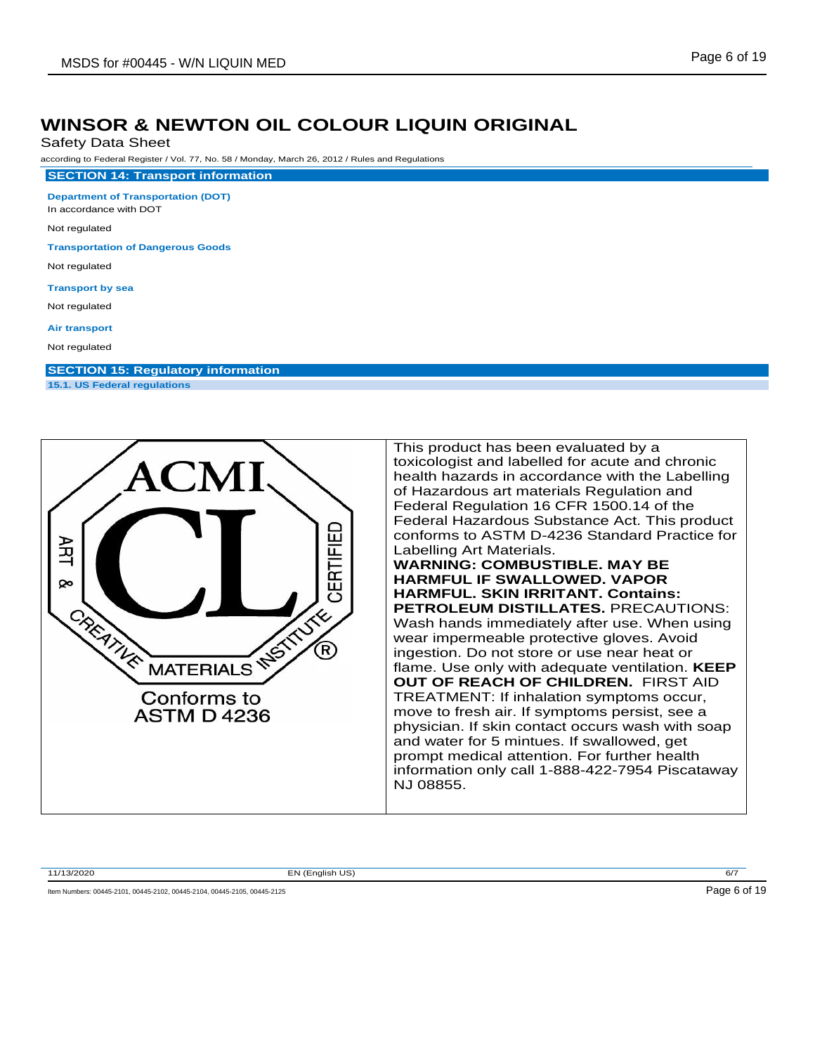# WINSOR & NEWTON OIL COLOUR LIQUIN ORIGINAL

Safety Data Sheet

according to Federal Register / Vol. 77, No. 58 / Monday, March 26, 2012 / Rules and Regulations

## SECTION 14: Transport information

**Department of Transportation (DOT)**

In accordance with DOT

Not regulated

**Transportation of Dangerous Goods**

Not regulated

**Transport by sea**

Not regulated

**Air transport**

Not regulated

## SECTION 15: Regulatory information

### 15.1. US Federal regulations

ACMI CL ART & CREATIVE MATERIALS INSTITUTE CERTIFIED ®

Conforms to ASTM D 4236

This product has been evaluated by a toxicologist and labelled for acute and chronic health hazards in accordance with the Labelling of Hazardous art materials Regulation and Federal Regulation 16 CFR 1500.14 of the Federal Hazardous Substance Act. This product conforms to ASTM D-4236 Standard Practice for Labelling Art Materials. **WARNING: COMBUSTIBLE. MAY BE HARMFUL IF SWALLOWED. VAPOR HARMFUL. SKIN IRRITANT. Contains: PETROLEUM DISTILLATES.** PRECAUTIONS: Wash hands immediately after use. When using wear impermeable protective gloves. Avoid ingestion. Do not store or use near heat or flame. Use only with adequate ventilation. **KEEP OUT OF REACH OF CHILDREN.** FIRST AID TREATMENT: If inhalation symptoms occur, move to fresh air. If symptoms persist, see a physician. If skin contact occurs wash with soap and water for 5 mintues. If swallowed, get prompt medical attention. For further health information only call 1-888-422-7954 Piscataway NJ 08855.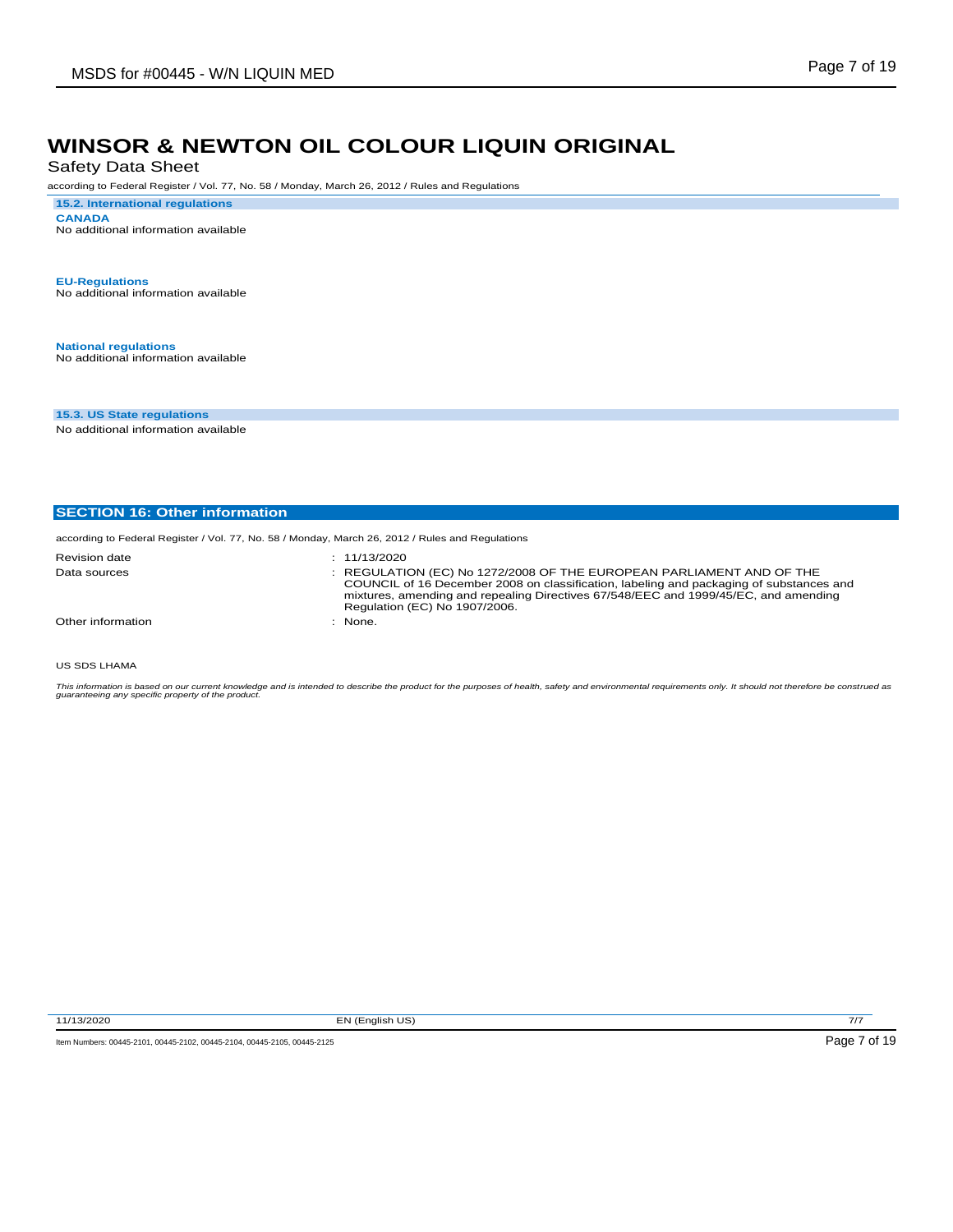# WINSOR & NEWTON OIL COLOUR LIQUIN ORIGINAL

Safety Data Sheet

according to Federal Register / Vol. 77, No. 58 / Monday, March 26, 2012 / Rules and Regulations

### 15.2. International regulations

**CANADA**

No additional information available

**EU-Regulations**

No additional information available

**National regulations**

No additional information available

### 15.3. US State regulations

No additional information available

## SECTION 16: Other information

according to Federal Register / Vol. 77, No. 58 / Monday, March 26, 2012 / Rules and Regulations

| | |
|---|---|
| Revision date | : 11/13/2020 |
| Data sources | : REGULATION (EC) No 1272/2008 OF THE EUROPEAN PARLIAMENT AND OF THE COUNCIL of 16 December 2008 on classification, labeling and packaging of substances and mixtures, amending and repealing Directives 67/548/EEC and 1999/45/EC, and amending Regulation (EC) No 1907/2006. |
| Other information | : None. |

US SDS LHAMA

*This information is based on our current knowledge and is intended to describe the product for the purposes of health, safety and environmental requirements only. It should not therefore be construed as guaranteeing any specific property of the product.*

Item Numbers: 00445-2101, 00445-2102, 00445-2104, 00445-2105, 00445-2125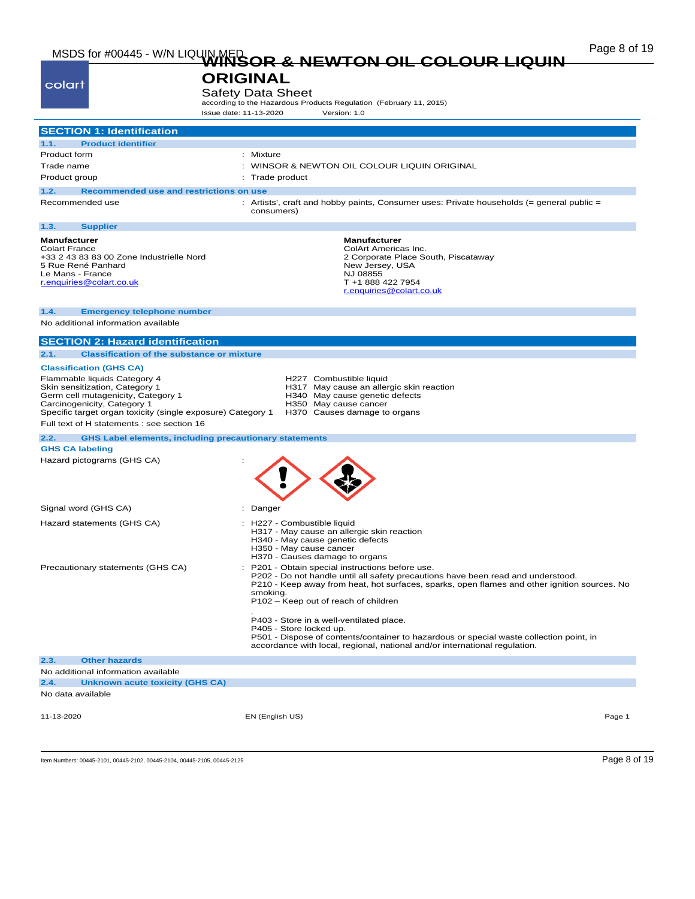# WINSOR & NEWTON OIL COLOUR LIQUIN ORIGINAL

Safety Data Sheet

according to the Hazardous Products Regulation (February 11, 2015)

Issue date: 11-13-2020 Version: 1.0

## SECTION 1: Identification

### 1.1. Product identifier

| | |
|---|---|
| Product form | : Mixture |
| Trade name | : WINSOR & NEWTON OIL COLOUR LIQUIN ORIGINAL |
| Product group | : Trade product |

### 1.2. Recommended use and restrictions on use

| | |
|---|---|
| Recommended use | : Artists', craft and hobby paints, Consumer uses: Private households (= general public = consumers) |

### 1.3. Supplier

**Manufacturer**
Colart France
+33 2 43 83 83 00 Zone Industrielle Nord
5 Rue René Panhard
Le Mans - France
r.enquiries@colart.co.uk

**Manufacturer**
ColArt Americas Inc.
2 Corporate Place South, Piscataway
New Jersey, USA
NJ 08855
T +1 888 422 7954
r.enquiries@colart.co.uk

### 1.4. Emergency telephone number

No additional information available

## SECTION 2: Hazard identification

### 2.1. Classification of the substance or mixture

**Classification (GHS CA)**

| | |
|---|---|
| Flammable liquids Category 4 | H227 Combustible liquid |
| Skin sensitization, Category 1 | H317 May cause an allergic skin reaction |
| Germ cell mutagenicity, Category 1 | H340 May cause genetic defects |
| Carcinogenicity, Category 1 | H350 May cause cancer |
| Specific target organ toxicity (single exposure) Category 1 | H370 Causes damage to organs |

Full text of H statements : see section 16

### 2.2. GHS Label elements, including precautionary statements

**GHS CA labeling**

Hazard pictograms (GHS CA) :

Signal word (GHS CA) : Danger

Hazard statements (GHS CA) :
H227 - Combustible liquid
H317 - May cause an allergic skin reaction
H340 - May cause genetic defects
H350 - May cause cancer
H370 - Causes damage to organs

Precautionary statements (GHS CA) :
P201 - Obtain special instructions before use.
P202 - Do not handle until all safety precautions have been read and understood.
P210 - Keep away from heat, hot surfaces, sparks, open flames and other ignition sources. No smoking.
P102 – Keep out of reach of children

.
P403 - Store in a well-ventilated place.
P405 - Store locked up.
P501 - Dispose of contents/container to hazardous or special waste collection point, in accordance with local, regional, national and/or international regulation.

### 2.3. Other hazards

No additional information available

### 2.4. Unknown acute toxicity (GHS CA)

No data available

Item Numbers: 00445-2101, 00445-2102, 00445-2104, 00445-2105, 00445-2125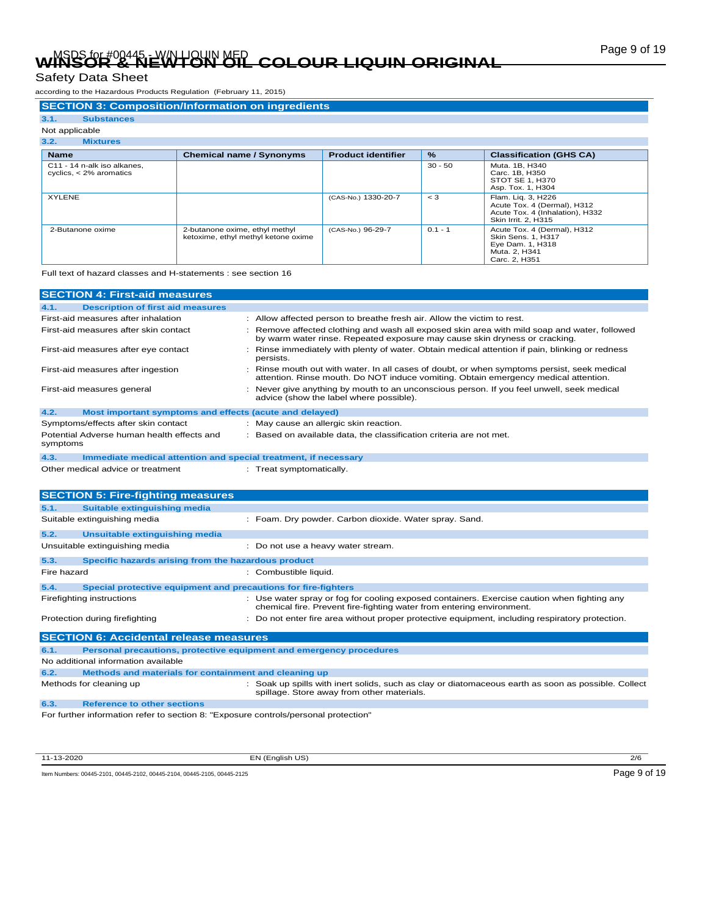## SECTION 3: Composition/Information on ingredients

### 3.1. Substances

Not applicable

### 3.2. Mixtures

| Name | Chemical name / Synonyms | Product identifier | % | Classification (GHS CA) |
|---|---|---|---|---|
| C11 - 14 n-alk iso alkanes, cyclics, < 2% aromatics | | | 30 - 50 | Muta. 1B, H340<br>Carc. 1B, H350<br>STOT SE 1, H370<br>Asp. Tox. 1, H304 |
| XYLENE | | (CAS-No.) 1330-20-7 | < 3 | Flam. Liq. 3, H226<br>Acute Tox. 4 (Dermal), H312<br>Acute Tox. 4 (Inhalation), H332<br>Skin Irrit. 2, H315 |
| 2-Butanone oxime | 2-butanone oxime, ethyl methyl ketoxime, ethyl methyl ketone oxime | (CAS-No.) 96-29-7 | 0.1 - 1 | Acute Tox. 4 (Dermal), H312<br>Skin Sens. 1, H317<br>Eye Dam. 1, H318<br>Muta. 2, H341<br>Carc. 2, H351 |

Full text of hazard classes and H-statements : see section 16

## SECTION 4: First-aid measures

### 4.1. Description of first aid measures

First-aid measures after inhalation : Allow affected person to breathe fresh air. Allow the victim to rest.

First-aid measures after skin contact : Remove affected clothing and wash all exposed skin area with mild soap and water, followed by warm water rinse. Repeated exposure may cause skin dryness or cracking.

First-aid measures after eye contact : Rinse immediately with plenty of water. Obtain medical attention if pain, blinking or redness persists.

First-aid measures after ingestion : Rinse mouth out with water. In all cases of doubt, or when symptoms persist, seek medical attention. Rinse mouth. Do NOT induce vomiting. Obtain emergency medical attention.

First-aid measures general : Never give anything by mouth to an unconscious person. If you feel unwell, seek medical advice (show the label where possible).

### 4.2. Most important symptoms and effects (acute and delayed)

Symptoms/effects after skin contact : May cause an allergic skin reaction.

Potential Adverse human health effects and symptoms : Based on available data, the classification criteria are not met.

### 4.3. Immediate medical attention and special treatment, if necessary

Other medical advice or treatment : Treat symptomatically.

## SECTION 5: Fire-fighting measures

### 5.1. Suitable extinguishing media

Suitable extinguishing media : Foam. Dry powder. Carbon dioxide. Water spray. Sand.

### 5.2. Unsuitable extinguishing media

Unsuitable extinguishing media : Do not use a heavy water stream.

### 5.3. Specific hazards arising from the hazardous product

Fire hazard : Combustible liquid.

### 5.4. Special protective equipment and precautions for fire-fighters

Firefighting instructions : Use water spray or fog for cooling exposed containers. Exercise caution when fighting any chemical fire. Prevent fire-fighting water from entering environment.

Protection during firefighting : Do not enter fire area without proper protective equipment, including respiratory protection.

## SECTION 6: Accidental release measures

### 6.1. Personal precautions, protective equipment and emergency procedures

No additional information available

### 6.2. Methods and materials for containment and cleaning up

Methods for cleaning up : Soak up spills with inert solids, such as clay or diatomaceous earth as soon as possible. Collect spillage. Store away from other materials.

### 6.3. Reference to other sections

For further information refer to section 8: "Exposure controls/personal protection"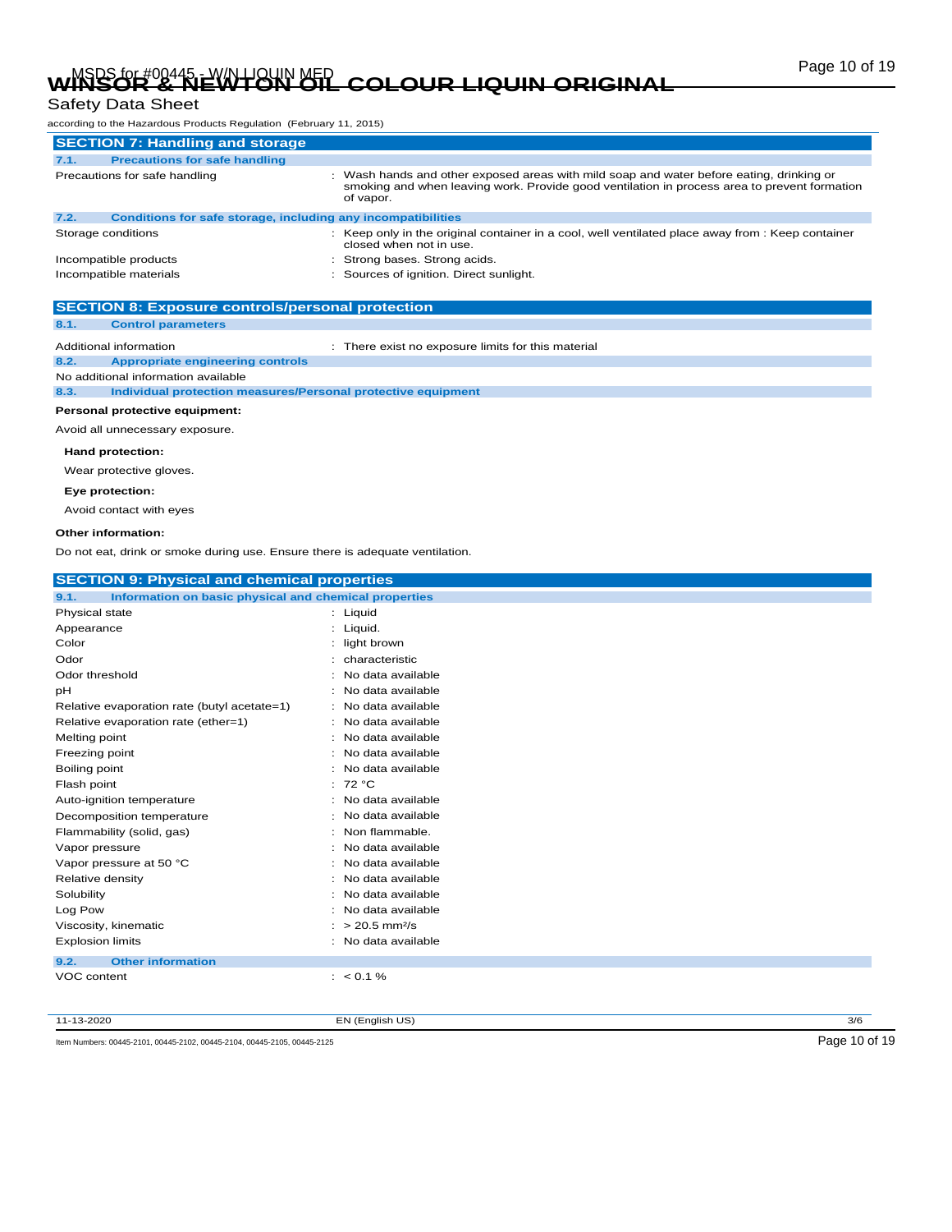## SECTION 7: Handling and storage

### 7.1. Precautions for safe handling

| | |
|---|---|
| Precautions for safe handling | : Wash hands and other exposed areas with mild soap and water before eating, drinking or smoking and when leaving work. Provide good ventilation in process area to prevent formation of vapor. |

### 7.2. Conditions for safe storage, including any incompatibilities

| | |
|---|---|
| Storage conditions | : Keep only in the original container in a cool, well ventilated place away from : Keep container closed when not in use. |
| Incompatible products | : Strong bases. Strong acids. |
| Incompatible materials | : Sources of ignition. Direct sunlight. |

## SECTION 8: Exposure controls/personal protection

### 8.1. Control parameters

| | |
|---|---|
| Additional information | : There exist no exposure limits for this material |

### 8.2. Appropriate engineering controls

No additional information available

### 8.3. Individual protection measures/Personal protective equipment

**Personal protective equipment:**

Avoid all unnecessary exposure.

**Hand protection:**

Wear protective gloves.

**Eye protection:**

Avoid contact with eyes

**Other information:**

Do not eat, drink or smoke during use. Ensure there is adequate ventilation.

## SECTION 9: Physical and chemical properties

### 9.1. Information on basic physical and chemical properties

| | |
|---|---|
| Physical state | : Liquid |
| Appearance | : Liquid. |
| Color | : light brown |
| Odor | : characteristic |
| Odor threshold | : No data available |
| pH | : No data available |
| Relative evaporation rate (butyl acetate=1) | : No data available |
| Relative evaporation rate (ether=1) | : No data available |
| Melting point | : No data available |
| Freezing point | : No data available |
| Boiling point | : No data available |
| Flash point | : 72 °C |
| Auto-ignition temperature | : No data available |
| Decomposition temperature | : No data available |
| Flammability (solid, gas) | : Non flammable. |
| Vapor pressure | : No data available |
| Vapor pressure at 50 °C | : No data available |
| Relative density | : No data available |
| Solubility | : No data available |
| Log Pow | : No data available |
| Viscosity, kinematic | : > 20.5 mm²/s |
| Explosion limits | : No data available |

### 9.2. Other information

| | |
|---|---|
| VOC content | : < 0.1 % |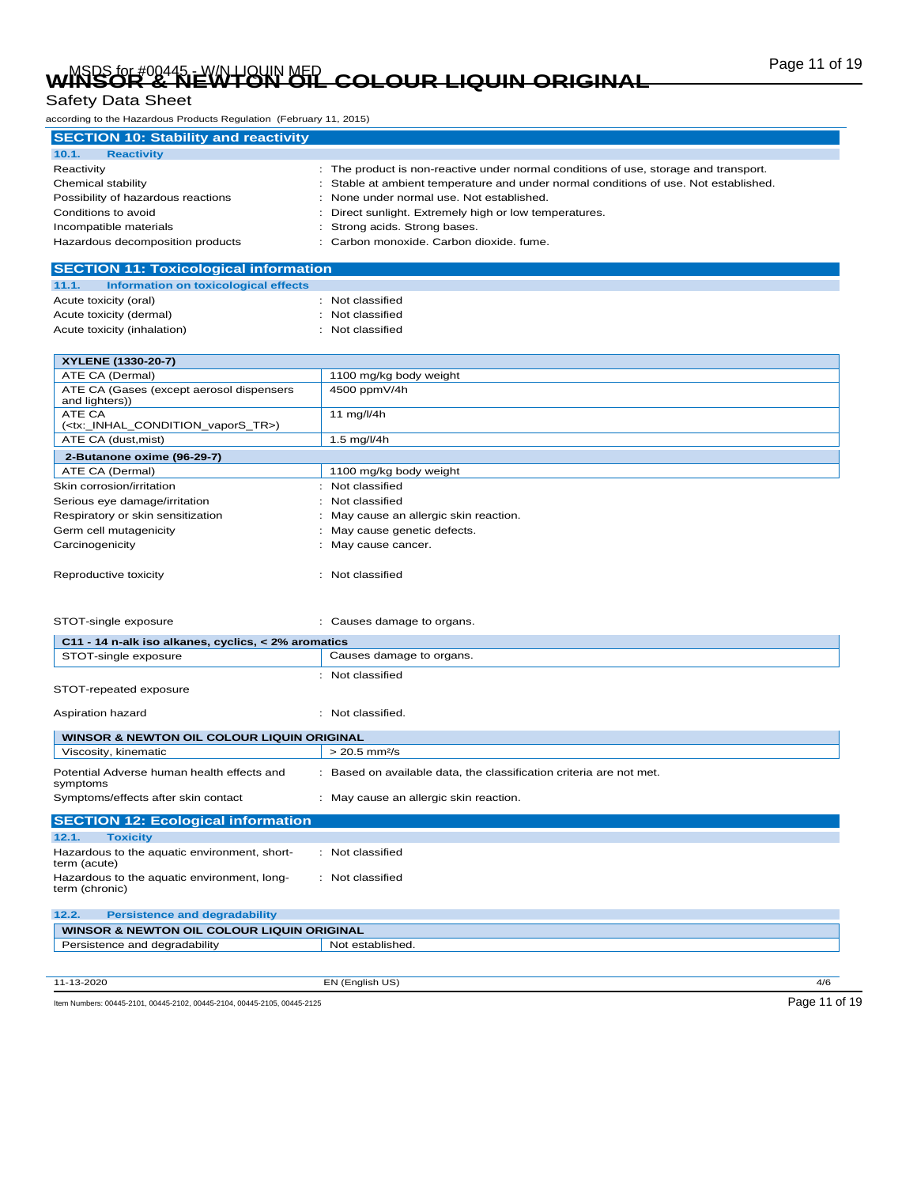## SECTION 10: Stability and reactivity

### 10.1. Reactivity

| | |
|---|---|
| Reactivity | : The product is non-reactive under normal conditions of use, storage and transport. |
| Chemical stability | : Stable at ambient temperature and under normal conditions of use. Not established. |
| Possibility of hazardous reactions | : None under normal use. Not established. |
| Conditions to avoid | : Direct sunlight. Extremely high or low temperatures. |
| Incompatible materials | : Strong acids. Strong bases. |
| Hazardous decomposition products | : Carbon monoxide. Carbon dioxide. fume. |

## SECTION 11: Toxicological information

### 11.1. Information on toxicological effects

| | |
|---|---|
| Acute toxicity (oral) | : Not classified |
| Acute toxicity (dermal) | : Not classified |
| Acute toxicity (inhalation) | : Not classified |

| XYLENE (1330-20-7) | |
|---|---|
| ATE CA (Dermal) | 1100 mg/kg body weight |
| ATE CA (Gases (except aerosol dispensers and lighters)) | 4500 ppmV/4h |
| ATE CA (<tx:_INHAL_CONDITION_vaporS_TR>) | 11 mg/l/4h |
| ATE CA (dust,mist) | 1.5 mg/l/4h |

| 2-Butanone oxime (96-29-7) | |
|---|---|
| ATE CA (Dermal) | 1100 mg/kg body weight |

| | |
|---|---|
| Skin corrosion/irritation | : Not classified |
| Serious eye damage/irritation | : Not classified |
| Respiratory or skin sensitization | : May cause an allergic skin reaction. |
| Germ cell mutagenicity | : May cause genetic defects. |
| Carcinogenicity | : May cause cancer. |
| Reproductive toxicity | : Not classified |
| STOT-single exposure | : Causes damage to organs. |

| C11 - 14 n-alk iso alkanes, cyclics, < 2% aromatics | |
|---|---|
| STOT-single exposure | Causes damage to organs. |

| | |
|---|---|
| STOT-repeated exposure | : Not classified |
| Aspiration hazard | : Not classified. |

| WINSOR & NEWTON OIL COLOUR LIQUIN ORIGINAL | |
|---|---|
| Viscosity, kinematic | > 20.5 mm²/s |

| | |
|---|---|
| Potential Adverse human health effects and symptoms | : Based on available data, the classification criteria are not met. |
| Symptoms/effects after skin contact | : May cause an allergic skin reaction. |

## SECTION 12: Ecological information

### 12.1. Toxicity

| | |
|---|---|
| Hazardous to the aquatic environment, short-term (acute) | : Not classified |
| Hazardous to the aquatic environment, long-term (chronic) | : Not classified |

### 12.2. Persistence and degradability

| WINSOR & NEWTON OIL COLOUR LIQUIN ORIGINAL | |
|---|---|
| Persistence and degradability | Not established. |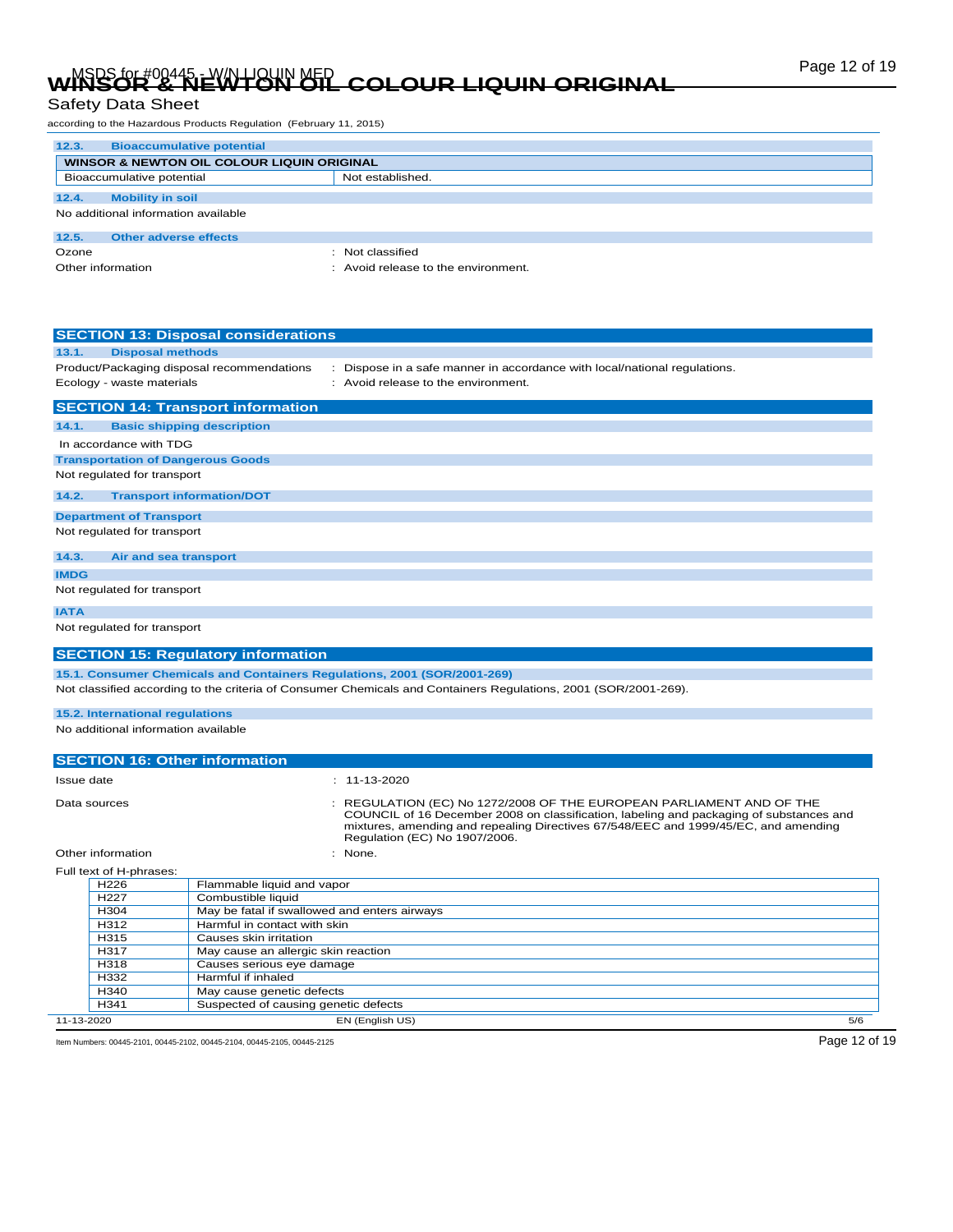### 12.3. Bioaccumulative potential

| WINSOR & NEWTON OIL COLOUR LIQUIN ORIGINAL | |
|---|---|
| Bioaccumulative potential | Not established. |

### 12.4. Mobility in soil

No additional information available

### 12.5. Other adverse effects

Ozone : Not classified

Other information : Avoid release to the environment.

## SECTION 13: Disposal considerations

### 13.1. Disposal methods

Product/Packaging disposal recommendations : Dispose in a safe manner in accordance with local/national regulations.

Ecology - waste materials : Avoid release to the environment.

## SECTION 14: Transport information

### 14.1. Basic shipping description

In accordance with TDG

**Transportation of Dangerous Goods**

Not regulated for transport

### 14.2. Transport information/DOT

**Department of Transport**

Not regulated for transport

### 14.3. Air and sea transport

**IMDG**

Not regulated for transport

**IATA**

Not regulated for transport

## SECTION 15: Regulatory information

### 15.1. Consumer Chemicals and Containers Regulations, 2001 (SOR/2001-269)

Not classified according to the criteria of Consumer Chemicals and Containers Regulations, 2001 (SOR/2001-269).

### 15.2. International regulations

No additional information available

## SECTION 16: Other information

Issue date : 11-13-2020

Data sources : REGULATION (EC) No 1272/2008 OF THE EUROPEAN PARLIAMENT AND OF THE COUNCIL of 16 December 2008 on classification, labeling and packaging of substances and mixtures, amending and repealing Directives 67/548/EEC and 1999/45/EC, and amending Regulation (EC) No 1907/2006.

Other information : None.

Full text of H-phrases:

| | |
|---|---|
| H226 | Flammable liquid and vapor |
| H227 | Combustible liquid |
| H304 | May be fatal if swallowed and enters airways |
| H312 | Harmful in contact with skin |
| H315 | Causes skin irritation |
| H317 | May cause an allergic skin reaction |
| H318 | Causes serious eye damage |
| H332 | Harmful if inhaled |
| H340 | May cause genetic defects |
| H341 | Suspected of causing genetic defects |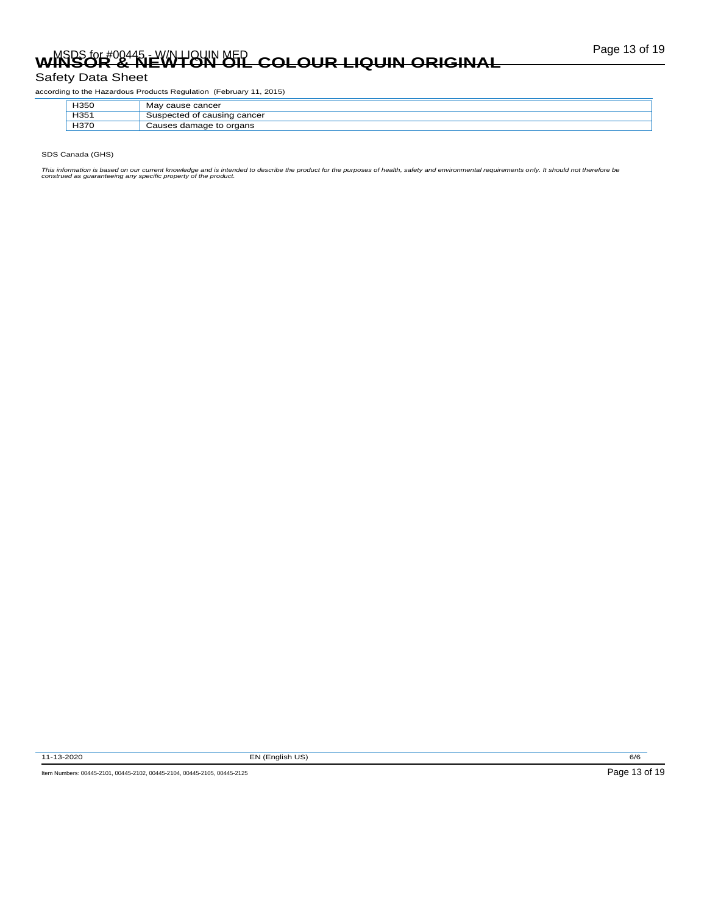| H350 | May cause cancer |
|---|---|
| H351 | Suspected of causing cancer |
| H370 | Causes damage to organs |

SDS Canada (GHS)

*This information is based on our current knowledge and is intended to describe the product for the purposes of health, safety and environmental requirements only. It should not therefore be construed as guaranteeing any specific property of the product.*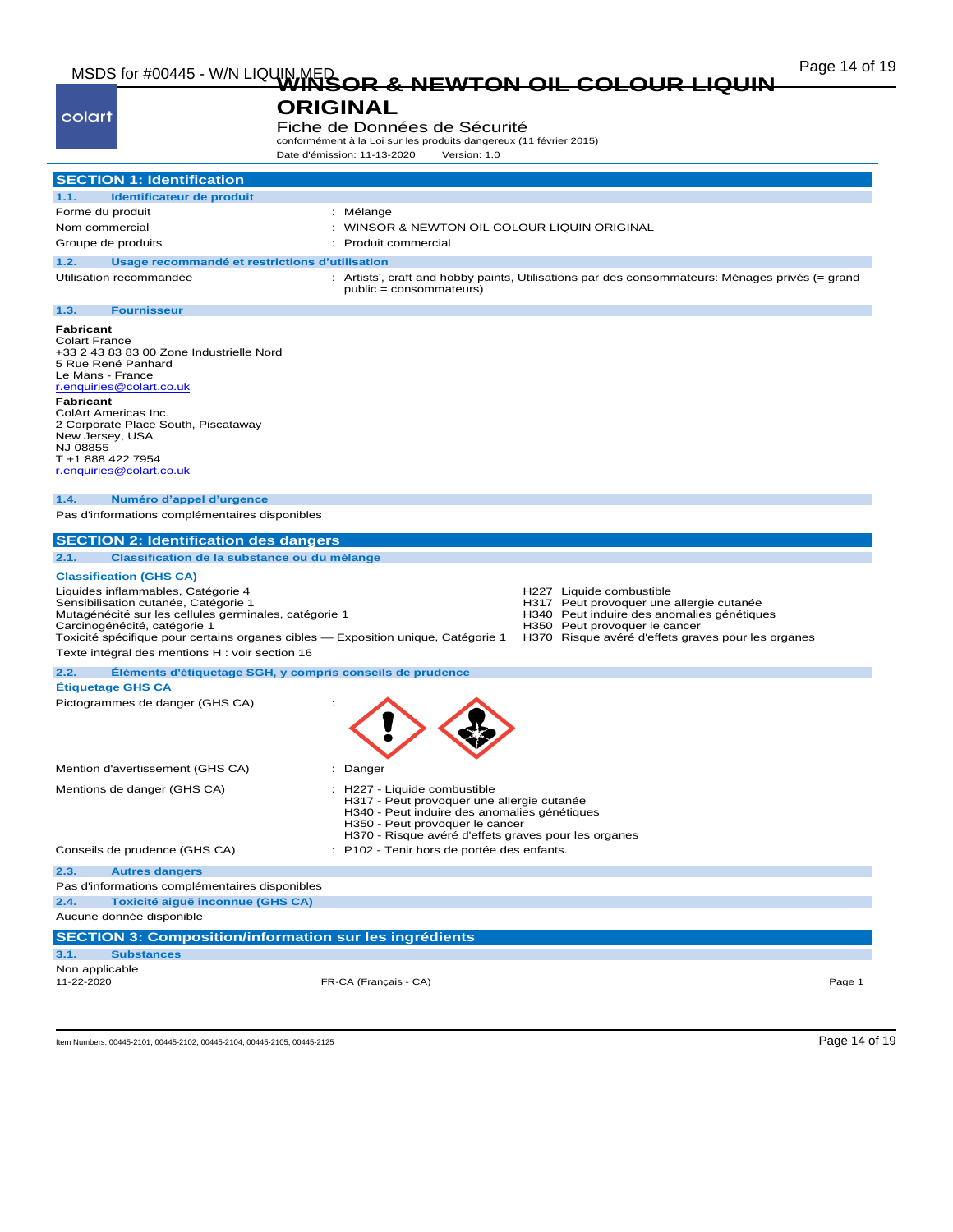# WINSOR & NEWTON OIL COLOUR LIQUIN ORIGINAL

Fiche de Données de Sécurité

conformément à la Loi sur les produits dangereux (11 février 2015)

Date d'émission: 11-13-2020 Version: 1.0

## SECTION 1: Identification

### 1.1. Identificateur de produit

| | |
|---|---|
| Forme du produit | : Mélange |
| Nom commercial | : WINSOR & NEWTON OIL COLOUR LIQUIN ORIGINAL |
| Groupe de produits | : Produit commercial |

### 1.2. Usage recommandé et restrictions d'utilisation

| | |
|---|---|
| Utilisation recommandée | : Artists', craft and hobby paints, Utilisations par des consommateurs: Ménages privés (= grand public = consommateurs) |

### 1.3. Fournisseur

**Fabricant**
Colart France
+33 2 43 83 83 00 Zone Industrielle Nord
5 Rue René Panhard
Le Mans - France
r.enquiries@colart.co.uk

**Fabricant**
ColArt Americas Inc.
2 Corporate Place South, Piscataway
New Jersey, USA
NJ 08855
T +1 888 422 7954
r.enquiries@colart.co.uk

### 1.4. Numéro d'appel d'urgence

Pas d'informations complémentaires disponibles

## SECTION 2: Identification des dangers

### 2.1. Classification de la substance ou du mélange

**Classification (GHS CA)**

| | |
|---|---|
| Liquides inflammables, Catégorie 4 | H227 Liquide combustible |
| Sensibilisation cutanée, Catégorie 1 | H317 Peut provoquer une allergie cutanée |
| Mutagénécité sur les cellules germinales, catégorie 1 | H340 Peut induire des anomalies génétiques |
| Carcinogénécité, catégorie 1 | H350 Peut provoquer le cancer |
| Toxicité spécifique pour certains organes cibles — Exposition unique, Catégorie 1 | H370 Risque avéré d'effets graves pour les organes |

Texte intégral des mentions H : voir section 16

### 2.2. Éléments d'étiquetage SGH, y compris conseils de prudence

**Étiquetage GHS CA**

Pictogrammes de danger (GHS CA) :

Mention d'avertissement (GHS CA) : Danger

Mentions de danger (GHS CA) :
- H227 - Liquide combustible
- H317 - Peut provoquer une allergie cutanée
- H340 - Peut induire des anomalies génétiques
- H350 - Peut provoquer le cancer
- H370 - Risque avéré d'effets graves pour les organes

Conseils de prudence (GHS CA) : P102 - Tenir hors de portée des enfants.

### 2.3. Autres dangers

Pas d'informations complémentaires disponibles

### 2.4. Toxicité aiguë inconnue (GHS CA)

Aucune donnée disponible

## SECTION 3: Composition/information sur les ingrédients

### 3.1. Substances

Non applicable

11-22-2020 FR-CA (Français - CA)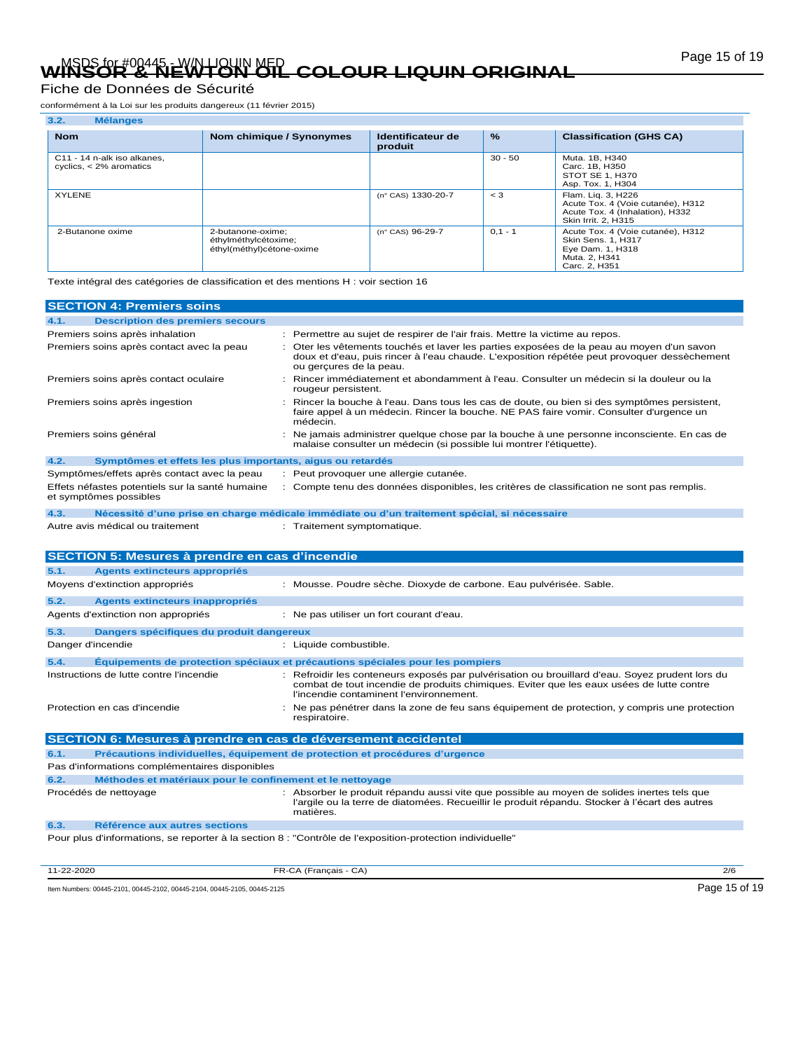# WINSOR & NEWTON OIL COLOUR LIQUIN ORIGINAL

Fiche de Données de Sécurité

conformément à la Loi sur les produits dangereux (11 février 2015)

### 3.2. Mélanges

| Nom | Nom chimique / Synonymes | Identificateur de produit | % | Classification (GHS CA) |
|---|---|---|---|---|
| C11 - 14 n-alk iso alkanes, cyclics, < 2% aromatics | | | 30 - 50 | Muta. 1B, H340<br>Carc. 1B, H350<br>STOT SE 1, H370<br>Asp. Tox. 1, H304 |
| XYLENE | | (n° CAS) 1330-20-7 | < 3 | Flam. Liq. 3, H226<br>Acute Tox. 4 (Voie cutanée), H312<br>Acute Tox. 4 (Inhalation), H332<br>Skin Irrit. 2, H315 |
| 2-Butanone oxime | 2-butanone-oxime; éthylméthylcétoxime; éthyl(méthyl)cétone-oxime | (n° CAS) 96-29-7 | 0,1 - 1 | Acute Tox. 4 (Voie cutanée), H312<br>Skin Sens. 1, H317<br>Eye Dam. 1, H318<br>Muta. 2, H341<br>Carc. 2, H351 |

Texte intégral des catégories de classification et des mentions H : voir section 16

## SECTION 4: Premiers soins

### 4.1. Description des premiers secours

Premiers soins après inhalation : Permettre au sujet de respirer de l'air frais. Mettre la victime au repos.

Premiers soins après contact avec la peau : Oter les vêtements touchés et laver les parties exposées de la peau au moyen d'un savon doux et d'eau, puis rincer à l'eau chaude. L'exposition répétée peut provoquer dessèchement ou gerçures de la peau.

Premiers soins après contact oculaire : Rincer immédiatement et abondamment à l'eau. Consulter un médecin si la douleur ou la rougeur persistent.

Premiers soins après ingestion : Rincer la bouche à l'eau. Dans tous les cas de doute, ou bien si des symptômes persistent, faire appel à un médecin. Rincer la bouche. NE PAS faire vomir. Consulter d'urgence un médecin.

Premiers soins général : Ne jamais administrer quelque chose par la bouche à une personne inconsciente. En cas de malaise consulter un médecin (si possible lui montrer l'étiquette).

### 4.2. Symptômes et effets les plus importants, aigus ou retardés

Symptômes/effets après contact avec la peau : Peut provoquer une allergie cutanée.

Effets néfastes potentiels sur la santé humaine et symptômes possibles : Compte tenu des données disponibles, les critères de classification ne sont pas remplis.

### 4.3. Nécessité d'une prise en charge médicale immédiate ou d'un traitement spécial, si nécessaire

Autre avis médical ou traitement : Traitement symptomatique.

## SECTION 5: Mesures à prendre en cas d'incendie

### 5.1. Agents extincteurs appropriés

Moyens d'extinction appropriés : Mousse. Poudre sèche. Dioxyde de carbone. Eau pulvérisée. Sable.

### 5.2. Agents extincteurs inappropriés

Agents d'extinction non appropriés : Ne pas utiliser un fort courant d'eau.

### 5.3. Dangers spécifiques du produit dangereux

Danger d'incendie : Liquide combustible.

### 5.4. Équipements de protection spéciaux et précautions spéciales pour les pompiers

Instructions de lutte contre l'incendie : Refroidir les conteneurs exposés par pulvérisation ou brouillard d'eau. Soyez prudent lors du combat de tout incendie de produits chimiques. Eviter que les eaux usées de lutte contre l'incendie contaminent l'environnement.

Protection en cas d'incendie : Ne pas pénétrer dans la zone de feu sans équipement de protection, y compris une protection respiratoire.

## SECTION 6: Mesures à prendre en cas de déversement accidentel

### 6.1. Précautions individuelles, équipement de protection et procédures d'urgence

Pas d'informations complémentaires disponibles

### 6.2. Méthodes et matériaux pour le confinement et le nettoyage

Procédés de nettoyage : Absorber le produit répandu aussi vite que possible au moyen de solides inertes tels que l'argile ou la terre de diatomées. Recueillir le produit répandu. Stocker à l'écart des autres matières.

### 6.3. Référence aux autres sections

Pour plus d'informations, se reporter à la section 8 : "Contrôle de l'exposition-protection individuelle"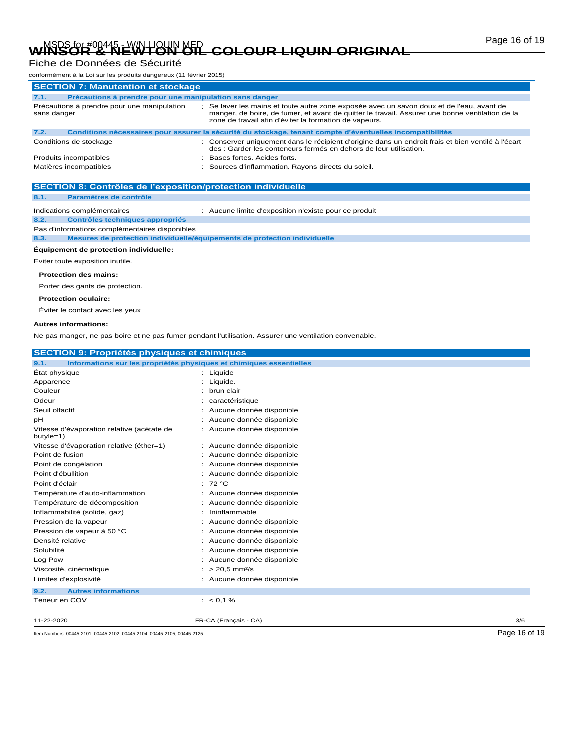Fiche de Données de Sécurité

conformément à la Loi sur les produits dangereux (11 février 2015)

## SECTION 7: Manutention et stockage

### 7.1. Précautions à prendre pour une manipulation sans danger

| | |
|---|---|
| Précautions à prendre pour une manipulation sans danger | : Se laver les mains et toute autre zone exposée avec un savon doux et de l'eau, avant de manger, de boire, de fumer, et avant de quitter le travail. Assurer une bonne ventilation de la zone de travail afin d'éviter la formation de vapeurs. |

### 7.2. Conditions nécessaires pour assurer la sécurité du stockage, tenant compte d'éventuelles incompatibilités

| | |
|---|---|
| Conditions de stockage | : Conserver uniquement dans le récipient d'origine dans un endroit frais et bien ventilé à l'écart des : Garder les conteneurs fermés en dehors de leur utilisation. |
| Produits incompatibles | : Bases fortes. Acides forts. |
| Matières incompatibles | : Sources d'inflammation. Rayons directs du soleil. |

## SECTION 8: Contrôles de l'exposition/protection individuelle

### 8.1. Paramètres de contrôle

| | |
|---|---|
| Indications complémentaires | : Aucune limite d'exposition n'existe pour ce produit |

### 8.2. Contrôles techniques appropriés

Pas d'informations complémentaires disponibles

### 8.3. Mesures de protection individuelle/équipements de protection individuelle

**Équipement de protection individuelle:**

Eviter toute exposition inutile.

**Protection des mains:**

Porter des gants de protection.

**Protection oculaire:**

Éviter le contact avec les yeux

**Autres informations:**

Ne pas manger, ne pas boire et ne pas fumer pendant l'utilisation. Assurer une ventilation convenable.

## SECTION 9: Propriétés physiques et chimiques

### 9.1. Informations sur les propriétés physiques et chimiques essentielles

| | |
|---|---|
| État physique | : Liquide |
| Apparence | : Liquide. |
| Couleur | : brun clair |
| Odeur | : caractéristique |
| Seuil olfactif | : Aucune donnée disponible |
| pH | : Aucune donnée disponible |
| Vitesse d'évaporation relative (acétate de butyle=1) | : Aucune donnée disponible |
| Vitesse d'évaporation relative (éther=1) | : Aucune donnée disponible |
| Point de fusion | : Aucune donnée disponible |
| Point de congélation | : Aucune donnée disponible |
| Point d'ébullition | : Aucune donnée disponible |
| Point d'éclair | : 72 °C |
| Température d'auto-inflammation | : Aucune donnée disponible |
| Température de décomposition | : Aucune donnée disponible |
| Inflammabilité (solide, gaz) | : Ininflammable |
| Pression de la vapeur | : Aucune donnée disponible |
| Pression de vapeur à 50 °C | : Aucune donnée disponible |
| Densité relative | : Aucune donnée disponible |
| Solubilité | : Aucune donnée disponible |
| Log Pow | : Aucune donnée disponible |
| Viscosité, cinématique | : > 20,5 mm²/s |
| Limites d'explosivité | : Aucune donnée disponible |

### 9.2. Autres informations

| | |
|---|---|
| Teneur en COV | : < 0,1 % |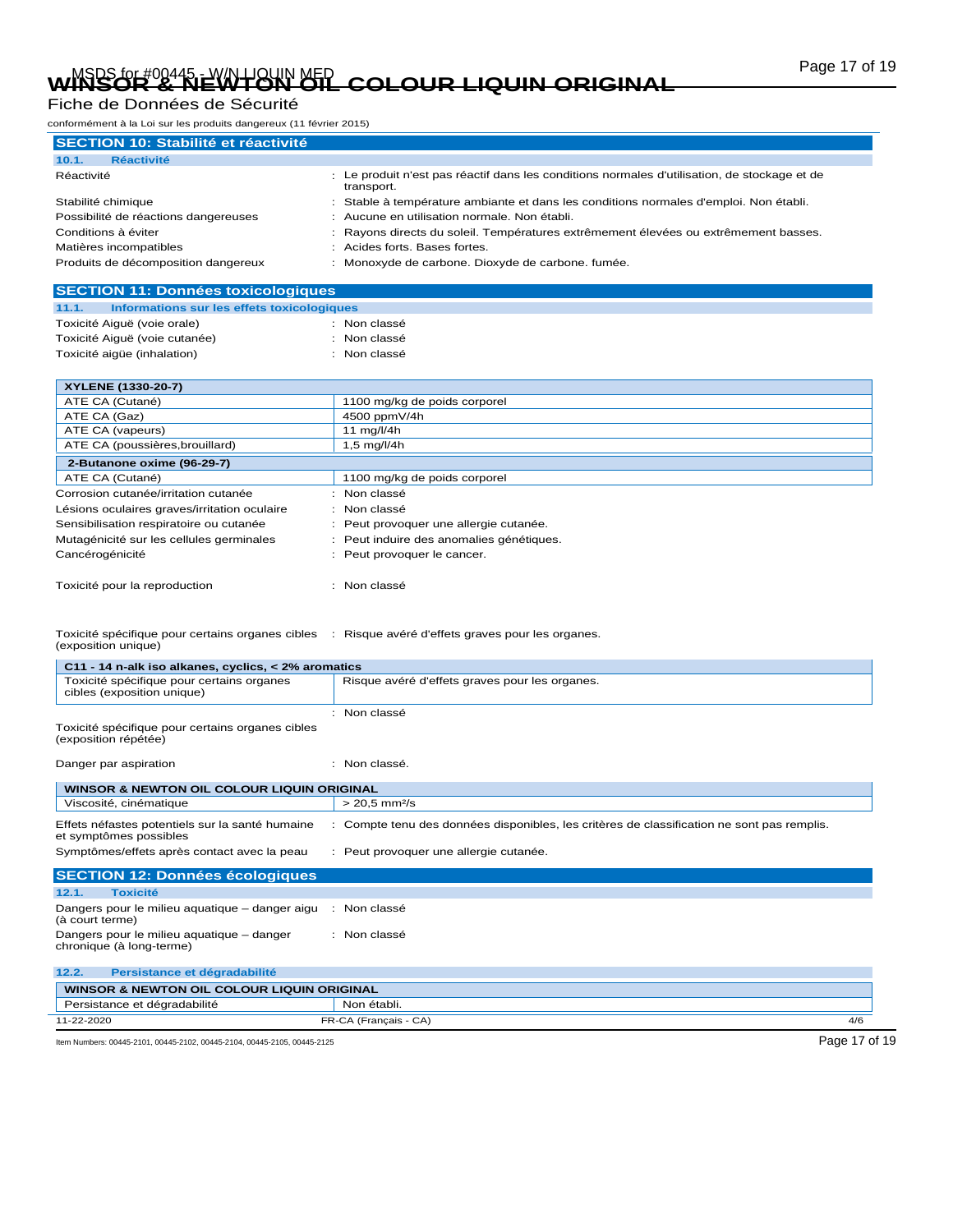## SECTION 10: Stabilité et réactivité

### 10.1. Réactivité

Réactivité : Le produit n'est pas réactif dans les conditions normales d'utilisation, de stockage et de transport.

Stabilité chimique : Stable à température ambiante et dans les conditions normales d'emploi. Non établi.

Possibilité de réactions dangereuses : Aucune en utilisation normale. Non établi.

Conditions à éviter : Rayons directs du soleil. Températures extrêmement élevées ou extrêmement basses.

Matières incompatibles : Acides forts. Bases fortes.

Produits de décomposition dangereux : Monoxyde de carbone. Dioxyde de carbone. fumée.

## SECTION 11: Données toxicologiques

### 11.1. Informations sur les effets toxicologiques

Toxicité Aiguë (voie orale) : Non classé

Toxicité Aiguë (voie cutanée) : Non classé

Toxicité aigüe (inhalation) : Non classé

| XYLENE (1330-20-7) | |
|---|---|
| ATE CA (Cutané) | 1100 mg/kg de poids corporel |
| ATE CA (Gaz) | 4500 ppmV/4h |
| ATE CA (vapeurs) | 11 mg/l/4h |
| ATE CA (poussières,brouillard) | 1,5 mg/l/4h |

| 2-Butanone oxime (96-29-7) | |
|---|---|
| ATE CA (Cutané) | 1100 mg/kg de poids corporel |

Corrosion cutanée/irritation cutanée : Non classé

Lésions oculaires graves/irritation oculaire : Non classé

Sensibilisation respiratoire ou cutanée : Peut provoquer une allergie cutanée.

Mutagénicité sur les cellules germinales : Peut induire des anomalies génétiques.

Cancérogénicité : Peut provoquer le cancer.

Toxicité pour la reproduction : Non classé

Toxicité spécifique pour certains organes cibles (exposition unique) : Risque avéré d'effets graves pour les organes.

| C11 - 14 n-alk iso alkanes, cyclics, < 2% aromatics | |
|---|---|
| Toxicité spécifique pour certains organes cibles (exposition unique) | Risque avéré d'effets graves pour les organes. |

Toxicité spécifique pour certains organes cibles (exposition répétée) : Non classé

Danger par aspiration : Non classé.

| WINSOR & NEWTON OIL COLOUR LIQUIN ORIGINAL | |
|---|---|
| Viscosité, cinématique | > 20,5 mm²/s |

Effets néfastes potentiels sur la santé humaine et symptômes possibles : Compte tenu des données disponibles, les critères de classification ne sont pas remplis.

Symptômes/effets après contact avec la peau : Peut provoquer une allergie cutanée.

## SECTION 12: Données écologiques

### 12.1. Toxicité

Dangers pour le milieu aquatique – danger aigu (à court terme) : Non classé

Dangers pour le milieu aquatique – danger chronique (à long-terme) : Non classé

### 12.2. Persistance et dégradabilité

| WINSOR & NEWTON OIL COLOUR LIQUIN ORIGINAL | |
|---|---|
| Persistance et dégradabilité | Non établi. |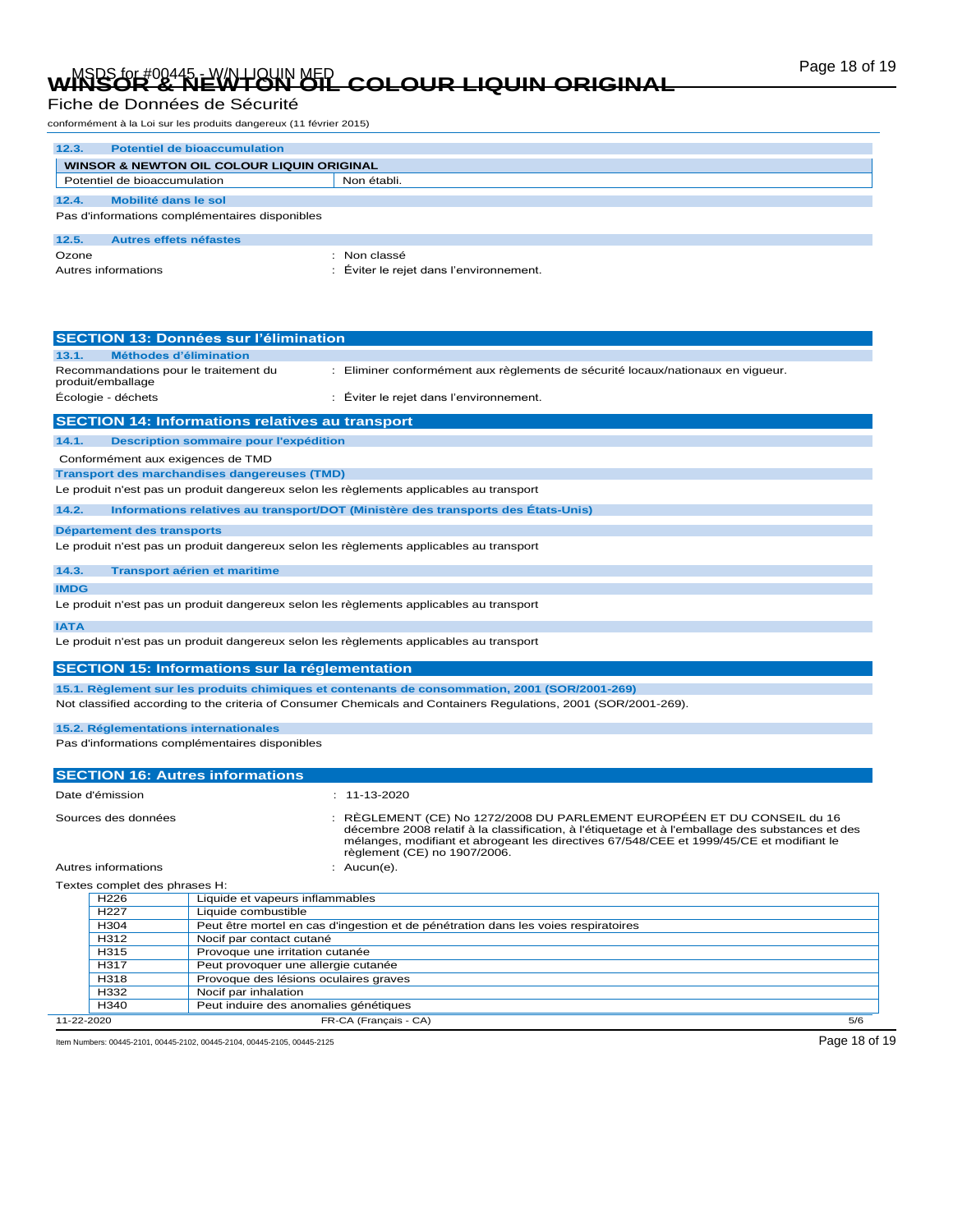| 12.3. Potentiel de bioaccumulation | |
|---|---|
| **WINSOR & NEWTON OIL COLOUR LIQUIN ORIGINAL** | |
| Potentiel de bioaccumulation | Non établi. |

**12.4. Mobilité dans le sol**

Pas d'informations complémentaires disponibles

**12.5. Autres effets néfastes**

Ozone : Non classé

Autres informations : Éviter le rejet dans l'environnement.

## SECTION 13: Données sur l'élimination

**13.1. Méthodes d'élimination**

Recommandations pour le traitement du produit/emballage : Eliminer conformément aux règlements de sécurité locaux/nationaux en vigueur.

Écologie - déchets : Éviter le rejet dans l'environnement.

## SECTION 14: Informations relatives au transport

**14.1. Description sommaire pour l'expédition**

Conformément aux exigences de TMD

**Transport des marchandises dangereuses (TMD)**

Le produit n'est pas un produit dangereux selon les règlements applicables au transport

**14.2. Informations relatives au transport/DOT (Ministère des transports des États-Unis)**

**Département des transports**

Le produit n'est pas un produit dangereux selon les règlements applicables au transport

**14.3. Transport aérien et maritime**

**IMDG**

Le produit n'est pas un produit dangereux selon les règlements applicables au transport

**IATA**

Le produit n'est pas un produit dangereux selon les règlements applicables au transport

## SECTION 15: Informations sur la réglementation

**15.1. Règlement sur les produits chimiques et contenants de consommation, 2001 (SOR/2001-269)**

Not classified according to the criteria of Consumer Chemicals and Containers Regulations, 2001 (SOR/2001-269).

**15.2. Réglementations internationales**

Pas d'informations complémentaires disponibles

## SECTION 16: Autres informations

Date d'émission : 11-13-2020

Sources des données : RÈGLEMENT (CE) No 1272/2008 DU PARLEMENT EUROPÉEN ET DU CONSEIL du 16 décembre 2008 relatif à la classification, à l'étiquetage et à l'emballage des substances et des mélanges, modifiant et abrogeant les directives 67/548/CEE et 1999/45/CE et modifiant le règlement (CE) no 1907/2006.

Autres informations : Aucun(e).

Textes complet des phrases H:

| | |
|---|---|
| H226 | Liquide et vapeurs inflammables |
| H227 | Liquide combustible |
| H304 | Peut être mortel en cas d'ingestion et de pénétration dans les voies respiratoires |
| H312 | Nocif par contact cutané |
| H315 | Provoque une irritation cutanée |
| H317 | Peut provoquer une allergie cutanée |
| H318 | Provoque des lésions oculaires graves |
| H332 | Nocif par inhalation |
| H340 | Peut induire des anomalies génétiques |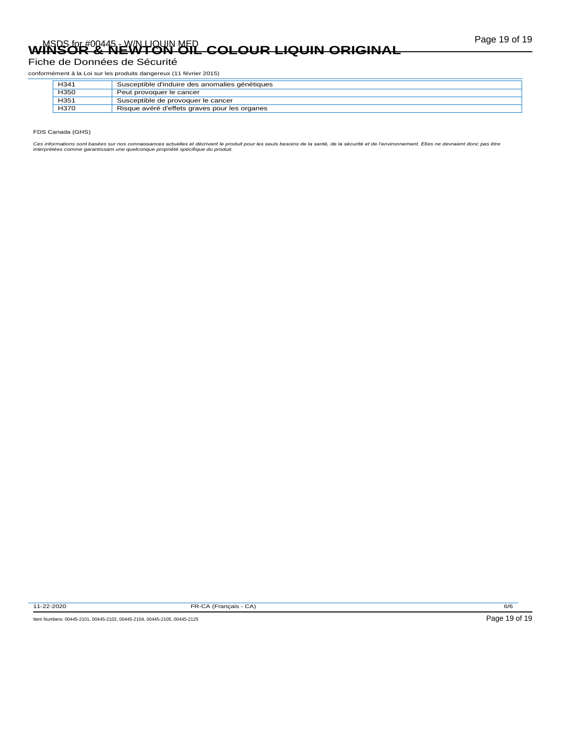| | |
|---|---|
| H341 | Susceptible d'induire des anomalies génétiques |
| H350 | Peut provoquer le cancer |
| H351 | Susceptible de provoquer le cancer |
| H370 | Risque avéré d'effets graves pour les organes |

FDS Canada (GHS)

*Ces informations sont basées sur nos connaissances actuelles et décrivent le produit pour les seuls besoins de la santé, de la sécurité et de l'environnement. Elles ne devraient donc pas être interprétées comme garantissant une quelconque propriété spécifique du produit.*